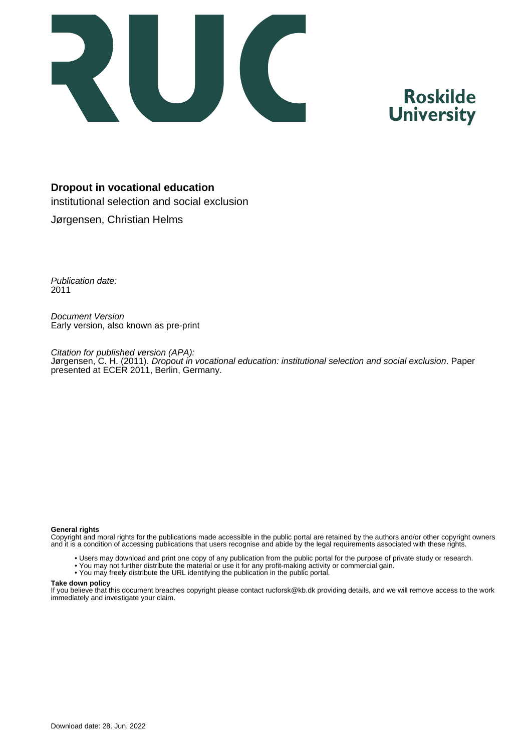**Dropout in vocational education**
institutional selection and social exclusion

Jørgensen, Christian Helms

*Publication date:*
2011

*Document Version*
Early version, also known as pre-print

*Citation for published version (APA):*
Jørgensen, C. H. (2011). *Dropout in vocational education: institutional selection and social exclusion*. Paper presented at ECER 2011, Berlin, Germany.

**General rights**
Copyright and moral rights for the publications made accessible in the public portal are retained by the authors and/or other copyright owners and it is a condition of accessing publications that users recognise and abide by the legal requirements associated with these rights.

- Users may download and print one copy of any publication from the public portal for the purpose of private study or research.
- You may not further distribute the material or use it for any profit-making activity or commercial gain.
- You may freely distribute the URL identifying the publication in the public portal.

**Take down policy**
If you believe that this document breaches copyright please contact rucforsk@kb.dk providing details, and we will remove access to the work immediately and investigate your claim.

Download date: 28. Jun. 2022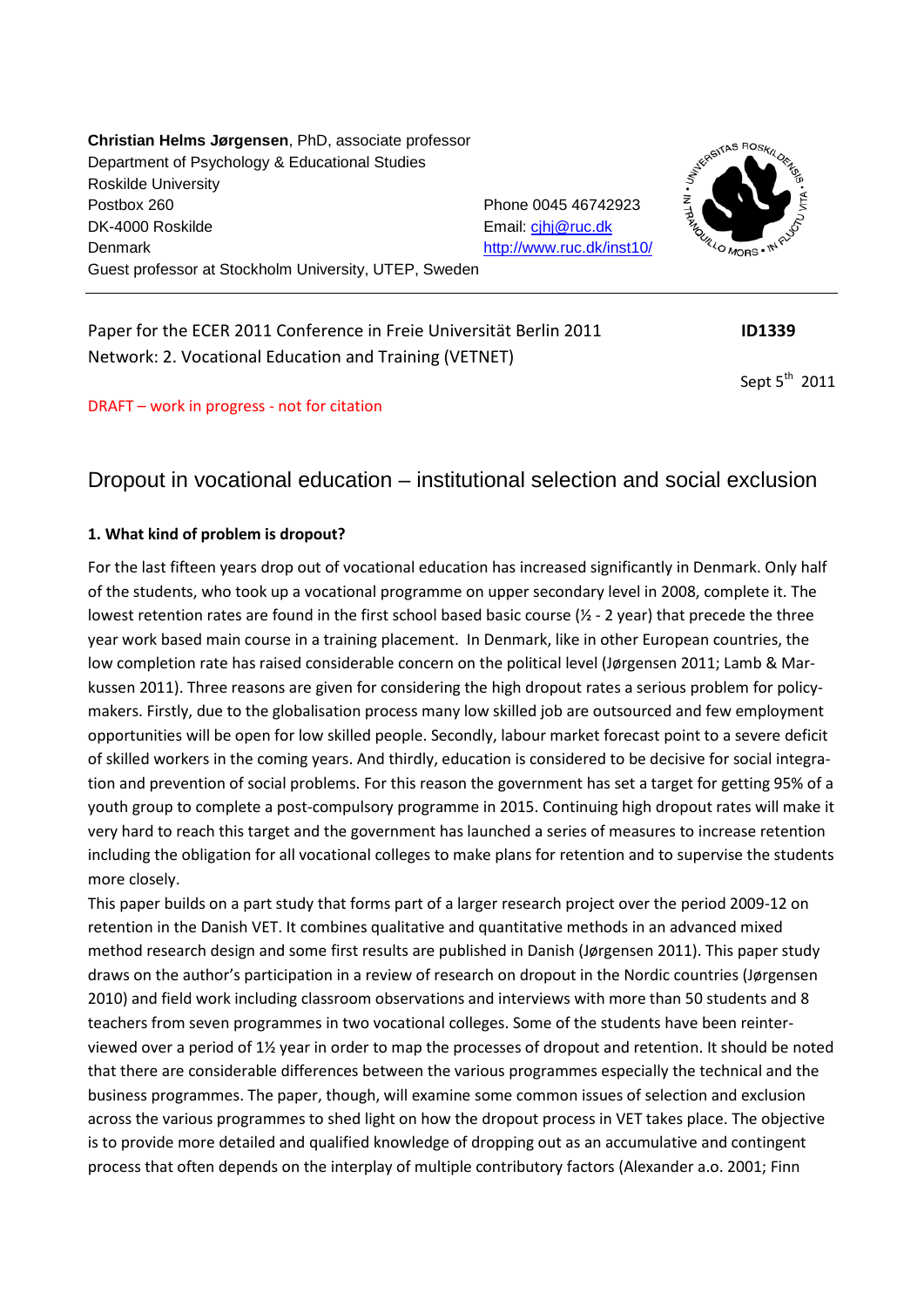**Christian Helms Jørgensen**, PhD, associate professor
Department of Psychology & Educational Studies
Roskilde University
Postbox 260
DK-4000 Roskilde
Denmark
Guest professor at Stockholm University, UTEP, Sweden

Phone 0045 46742923
Email: cjhj@ruc.dk
http://www.ruc.dk/inst10/

---

Paper for the ECER 2011 Conference in Freie Universität Berlin 2011 **ID1339**
Network: 2. Vocational Education and Training (VETNET)

Sept 5th 2011

DRAFT – work in progress - not for citation

# Dropout in vocational education – institutional selection and social exclusion

## 1. What kind of problem is dropout?

For the last fifteen years drop out of vocational education has increased significantly in Denmark. Only half of the students, who took up a vocational programme on upper secondary level in 2008, complete it. The lowest retention rates are found in the first school based basic course (½ - 2 year) that precede the three year work based main course in a training placement. In Denmark, like in other European countries, the low completion rate has raised considerable concern on the political level (Jørgensen 2011; Lamb & Markussen 2011). Three reasons are given for considering the high dropout rates a serious problem for policy-makers. Firstly, due to the globalisation process many low skilled job are outsourced and few employment opportunities will be open for low skilled people. Secondly, labour market forecast point to a severe deficit of skilled workers in the coming years. And thirdly, education is considered to be decisive for social integration and prevention of social problems. For this reason the government has set a target for getting 95% of a youth group to complete a post-compulsory programme in 2015. Continuing high dropout rates will make it very hard to reach this target and the government has launched a series of measures to increase retention including the obligation for all vocational colleges to make plans for retention and to supervise the students more closely.

This paper builds on a part study that forms part of a larger research project over the period 2009-12 on retention in the Danish VET. It combines qualitative and quantitative methods in an advanced mixed method research design and some first results are published in Danish (Jørgensen 2011). This paper study draws on the author's participation in a review of research on dropout in the Nordic countries (Jørgensen 2010) and field work including classroom observations and interviews with more than 50 students and 8 teachers from seven programmes in two vocational colleges. Some of the students have been reinterviewed over a period of 1½ year in order to map the processes of dropout and retention. It should be noted that there are considerable differences between the various programmes especially the technical and the business programmes. The paper, though, will examine some common issues of selection and exclusion across the various programmes to shed light on how the dropout process in VET takes place. The objective is to provide more detailed and qualified knowledge of dropping out as an accumulative and contingent process that often depends on the interplay of multiple contributory factors (Alexander a.o. 2001; Finn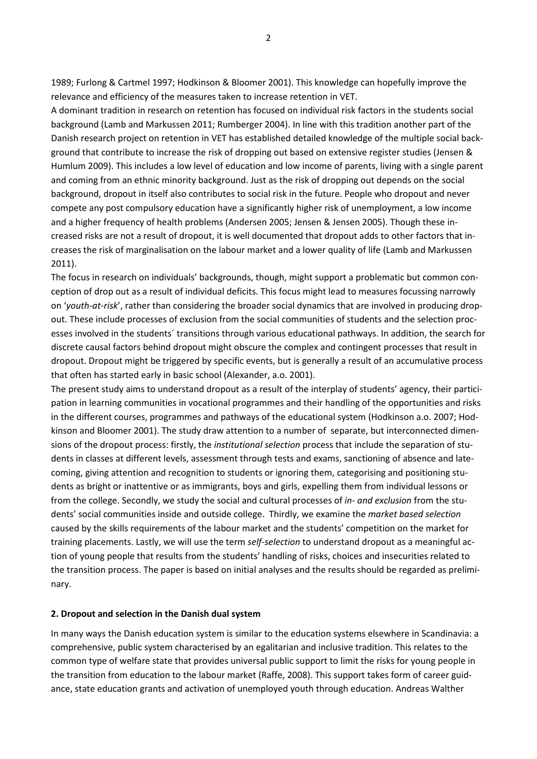1989; Furlong & Cartmel 1997; Hodkinson & Bloomer 2001). This knowledge can hopefully improve the relevance and efficiency of the measures taken to increase retention in VET.

A dominant tradition in research on retention has focused on individual risk factors in the students social background (Lamb and Markussen 2011; Rumberger 2004). In line with this tradition another part of the Danish research project on retention in VET has established detailed knowledge of the multiple social background that contribute to increase the risk of dropping out based on extensive register studies (Jensen & Humlum 2009). This includes a low level of education and low income of parents, living with a single parent and coming from an ethnic minority background. Just as the risk of dropping out depends on the social background, dropout in itself also contributes to social risk in the future. People who dropout and never compete any post compulsory education have a significantly higher risk of unemployment, a low income and a higher frequency of health problems (Andersen 2005; Jensen & Jensen 2005). Though these increased risks are not a result of dropout, it is well documented that dropout adds to other factors that increases the risk of marginalisation on the labour market and a lower quality of life (Lamb and Markussen 2011).

The focus in research on individuals' backgrounds, though, might support a problematic but common conception of drop out as a result of individual deficits. This focus might lead to measures focussing narrowly on '*youth-at-risk*', rather than considering the broader social dynamics that are involved in producing dropout. These include processes of exclusion from the social communities of students and the selection processes involved in the students´ transitions through various educational pathways. In addition, the search for discrete causal factors behind dropout might obscure the complex and contingent processes that result in dropout. Dropout might be triggered by specific events, but is generally a result of an accumulative process that often has started early in basic school (Alexander, a.o. 2001).

The present study aims to understand dropout as a result of the interplay of students' agency, their participation in learning communities in vocational programmes and their handling of the opportunities and risks in the different courses, programmes and pathways of the educational system (Hodkinson a.o. 2007; Hodkinson and Bloomer 2001). The study draw attention to a number of separate, but interconnected dimensions of the dropout process: firstly, the *institutional selection* process that include the separation of students in classes at different levels, assessment through tests and exams, sanctioning of absence and latecoming, giving attention and recognition to students or ignoring them, categorising and positioning students as bright or inattentive or as immigrants, boys and girls, expelling them from individual lessons or from the college. Secondly, we study the social and cultural processes of *in- and exclusion* from the students' social communities inside and outside college. Thirdly, we examine the *market based selection* caused by the skills requirements of the labour market and the students' competition on the market for training placements. Lastly, we will use the term *self-selection* to understand dropout as a meaningful action of young people that results from the students' handling of risks, choices and insecurities related to the transition process. The paper is based on initial analyses and the results should be regarded as preliminary.

## 2. Dropout and selection in the Danish dual system

In many ways the Danish education system is similar to the education systems elsewhere in Scandinavia: a comprehensive, public system characterised by an egalitarian and inclusive tradition. This relates to the common type of welfare state that provides universal public support to limit the risks for young people in the transition from education to the labour market (Raffe, 2008). This support takes form of career guidance, state education grants and activation of unemployed youth through education. Andreas Walther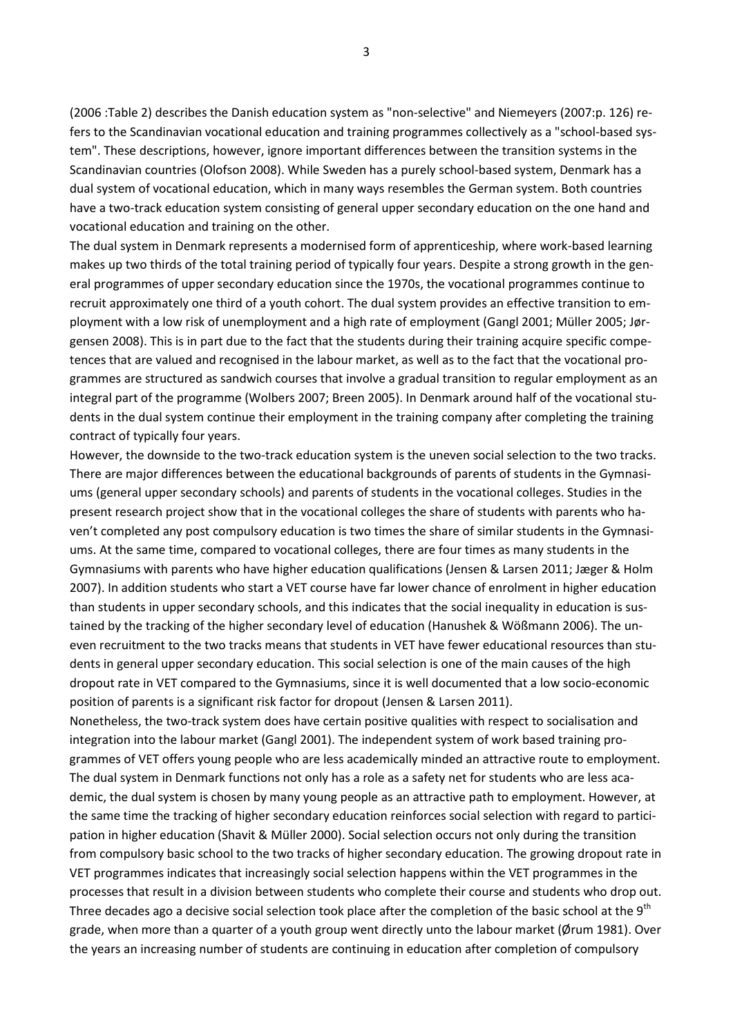(2006 :Table 2) describes the Danish education system as "non-selective" and Niemeyers (2007:p. 126) refers to the Scandinavian vocational education and training programmes collectively as a "school-based system". These descriptions, however, ignore important differences between the transition systems in the Scandinavian countries (Olofson 2008). While Sweden has a purely school-based system, Denmark has a dual system of vocational education, which in many ways resembles the German system. Both countries have a two-track education system consisting of general upper secondary education on the one hand and vocational education and training on the other.

The dual system in Denmark represents a modernised form of apprenticeship, where work-based learning makes up two thirds of the total training period of typically four years. Despite a strong growth in the general programmes of upper secondary education since the 1970s, the vocational programmes continue to recruit approximately one third of a youth cohort. The dual system provides an effective transition to employment with a low risk of unemployment and a high rate of employment (Gangl 2001; Müller 2005; Jørgensen 2008). This is in part due to the fact that the students during their training acquire specific competences that are valued and recognised in the labour market, as well as to the fact that the vocational programmes are structured as sandwich courses that involve a gradual transition to regular employment as an integral part of the programme (Wolbers 2007; Breen 2005). In Denmark around half of the vocational students in the dual system continue their employment in the training company after completing the training contract of typically four years.

However, the downside to the two-track education system is the uneven social selection to the two tracks. There are major differences between the educational backgrounds of parents of students in the Gymnasiums (general upper secondary schools) and parents of students in the vocational colleges. Studies in the present research project show that in the vocational colleges the share of students with parents who haven't completed any post compulsory education is two times the share of similar students in the Gymnasiums. At the same time, compared to vocational colleges, there are four times as many students in the Gymnasiums with parents who have higher education qualifications (Jensen & Larsen 2011; Jæger & Holm 2007). In addition students who start a VET course have far lower chance of enrolment in higher education than students in upper secondary schools, and this indicates that the social inequality in education is sustained by the tracking of the higher secondary level of education (Hanushek & Wößmann 2006). The uneven recruitment to the two tracks means that students in VET have fewer educational resources than students in general upper secondary education. This social selection is one of the main causes of the high dropout rate in VET compared to the Gymnasiums, since it is well documented that a low socio-economic position of parents is a significant risk factor for dropout (Jensen & Larsen 2011).

Nonetheless, the two-track system does have certain positive qualities with respect to socialisation and integration into the labour market (Gangl 2001). The independent system of work based training programmes of VET offers young people who are less academically minded an attractive route to employment. The dual system in Denmark functions not only has a role as a safety net for students who are less academic, the dual system is chosen by many young people as an attractive path to employment. However, at the same time the tracking of higher secondary education reinforces social selection with regard to participation in higher education (Shavit & Müller 2000). Social selection occurs not only during the transition from compulsory basic school to the two tracks of higher secondary education. The growing dropout rate in VET programmes indicates that increasingly social selection happens within the VET programmes in the processes that result in a division between students who complete their course and students who drop out. Three decades ago a decisive social selection took place after the completion of the basic school at the 9th grade, when more than a quarter of a youth group went directly unto the labour market (Ørum 1981). Over the years an increasing number of students are continuing in education after completion of compulsory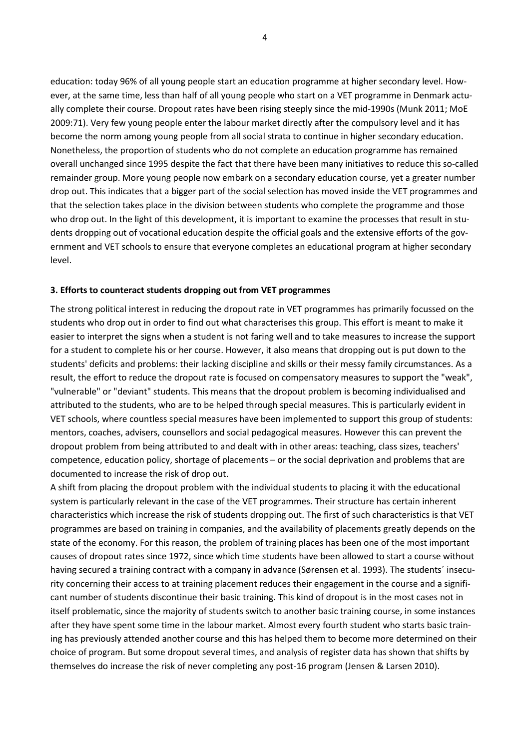education: today 96% of all young people start an education programme at higher secondary level. However, at the same time, less than half of all young people who start on a VET programme in Denmark actually complete their course. Dropout rates have been rising steeply since the mid-1990s (Munk 2011; MoE 2009:71). Very few young people enter the labour market directly after the compulsory level and it has become the norm among young people from all social strata to continue in higher secondary education. Nonetheless, the proportion of students who do not complete an education programme has remained overall unchanged since 1995 despite the fact that there have been many initiatives to reduce this so-called remainder group. More young people now embark on a secondary education course, yet a greater number drop out. This indicates that a bigger part of the social selection has moved inside the VET programmes and that the selection takes place in the division between students who complete the programme and those who drop out. In the light of this development, it is important to examine the processes that result in students dropping out of vocational education despite the official goals and the extensive efforts of the government and VET schools to ensure that everyone completes an educational program at higher secondary level.

### 3. Efforts to counteract students dropping out from VET programmes

The strong political interest in reducing the dropout rate in VET programmes has primarily focussed on the students who drop out in order to find out what characterises this group. This effort is meant to make it easier to interpret the signs when a student is not faring well and to take measures to increase the support for a student to complete his or her course. However, it also means that dropping out is put down to the students' deficits and problems: their lacking discipline and skills or their messy family circumstances. As a result, the effort to reduce the dropout rate is focused on compensatory measures to support the "weak", "vulnerable" or "deviant" students. This means that the dropout problem is becoming individualised and attributed to the students, who are to be helped through special measures. This is particularly evident in VET schools, where countless special measures have been implemented to support this group of students: mentors, coaches, advisers, counsellors and social pedagogical measures. However this can prevent the dropout problem from being attributed to and dealt with in other areas: teaching, class sizes, teachers' competence, education policy, shortage of placements – or the social deprivation and problems that are documented to increase the risk of drop out.

A shift from placing the dropout problem with the individual students to placing it with the educational system is particularly relevant in the case of the VET programmes. Their structure has certain inherent characteristics which increase the risk of students dropping out. The first of such characteristics is that VET programmes are based on training in companies, and the availability of placements greatly depends on the state of the economy. For this reason, the problem of training places has been one of the most important causes of dropout rates since 1972, since which time students have been allowed to start a course without having secured a training contract with a company in advance (Sørensen et al. 1993). The students´ insecurity concerning their access to at training placement reduces their engagement in the course and a significant number of students discontinue their basic training. This kind of dropout is in the most cases not in itself problematic, since the majority of students switch to another basic training course, in some instances after they have spent some time in the labour market. Almost every fourth student who starts basic training has previously attended another course and this has helped them to become more determined on their choice of program. But some dropout several times, and analysis of register data has shown that shifts by themselves do increase the risk of never completing any post-16 program (Jensen & Larsen 2010).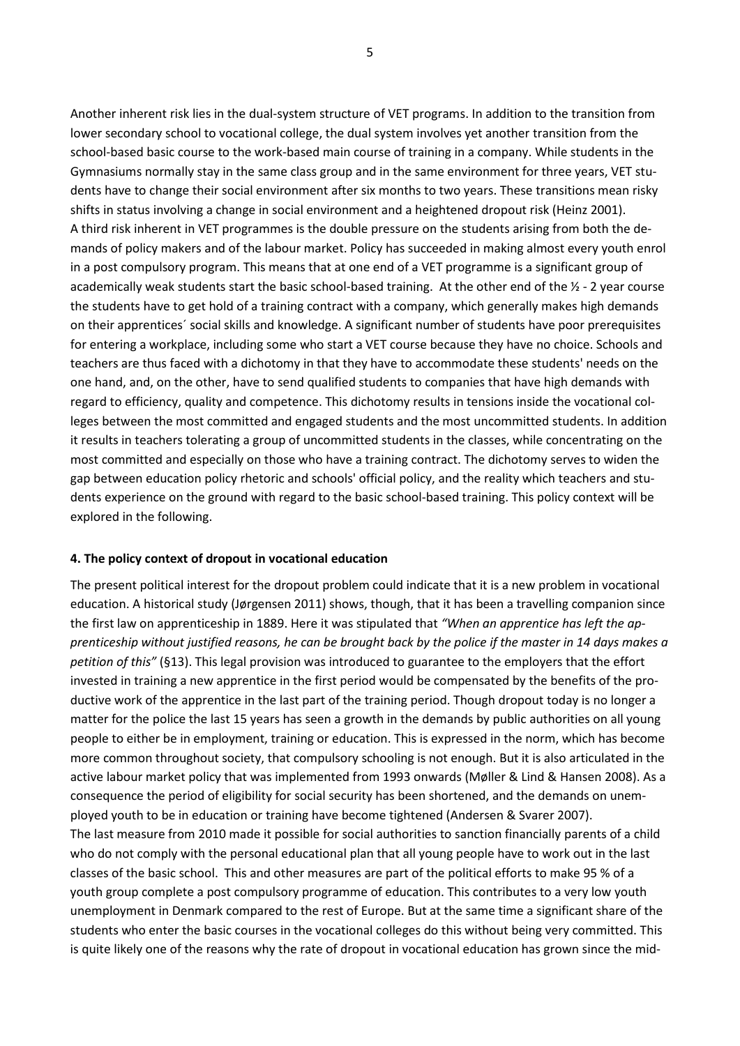Another inherent risk lies in the dual-system structure of VET programs. In addition to the transition from lower secondary school to vocational college, the dual system involves yet another transition from the school-based basic course to the work-based main course of training in a company. While students in the Gymnasiums normally stay in the same class group and in the same environment for three years, VET students have to change their social environment after six months to two years. These transitions mean risky shifts in status involving a change in social environment and a heightened dropout risk (Heinz 2001).
A third risk inherent in VET programmes is the double pressure on the students arising from both the demands of policy makers and of the labour market. Policy has succeeded in making almost every youth enrol in a post compulsory program. This means that at one end of a VET programme is a significant group of academically weak students start the basic school-based training. At the other end of the ½ - 2 year course the students have to get hold of a training contract with a company, which generally makes high demands on their apprentices´ social skills and knowledge. A significant number of students have poor prerequisites for entering a workplace, including some who start a VET course because they have no choice. Schools and teachers are thus faced with a dichotomy in that they have to accommodate these students' needs on the one hand, and, on the other, have to send qualified students to companies that have high demands with regard to efficiency, quality and competence. This dichotomy results in tensions inside the vocational colleges between the most committed and engaged students and the most uncommitted students. In addition it results in teachers tolerating a group of uncommitted students in the classes, while concentrating on the most committed and especially on those who have a training contract. The dichotomy serves to widen the gap between education policy rhetoric and schools' official policy, and the reality which teachers and students experience on the ground with regard to the basic school-based training. This policy context will be explored in the following.

#### 4. The policy context of dropout in vocational education

The present political interest for the dropout problem could indicate that it is a new problem in vocational education. A historical study (Jørgensen 2011) shows, though, that it has been a travelling companion since the first law on apprenticeship in 1889. Here it was stipulated that *"When an apprentice has left the apprenticeship without justified reasons, he can be brought back by the police if the master in 14 days makes a petition of this"* (§13). This legal provision was introduced to guarantee to the employers that the effort invested in training a new apprentice in the first period would be compensated by the benefits of the productive work of the apprentice in the last part of the training period. Though dropout today is no longer a matter for the police the last 15 years has seen a growth in the demands by public authorities on all young people to either be in employment, training or education. This is expressed in the norm, which has become more common throughout society, that compulsory schooling is not enough. But it is also articulated in the active labour market policy that was implemented from 1993 onwards (Møller & Lind & Hansen 2008). As a consequence the period of eligibility for social security has been shortened, and the demands on unemployed youth to be in education or training have become tightened (Andersen & Svarer 2007).
The last measure from 2010 made it possible for social authorities to sanction financially parents of a child who do not comply with the personal educational plan that all young people have to work out in the last classes of the basic school. This and other measures are part of the political efforts to make 95 % of a youth group complete a post compulsory programme of education. This contributes to a very low youth unemployment in Denmark compared to the rest of Europe. But at the same time a significant share of the students who enter the basic courses in the vocational colleges do this without being very committed. This is quite likely one of the reasons why the rate of dropout in vocational education has grown since the mid-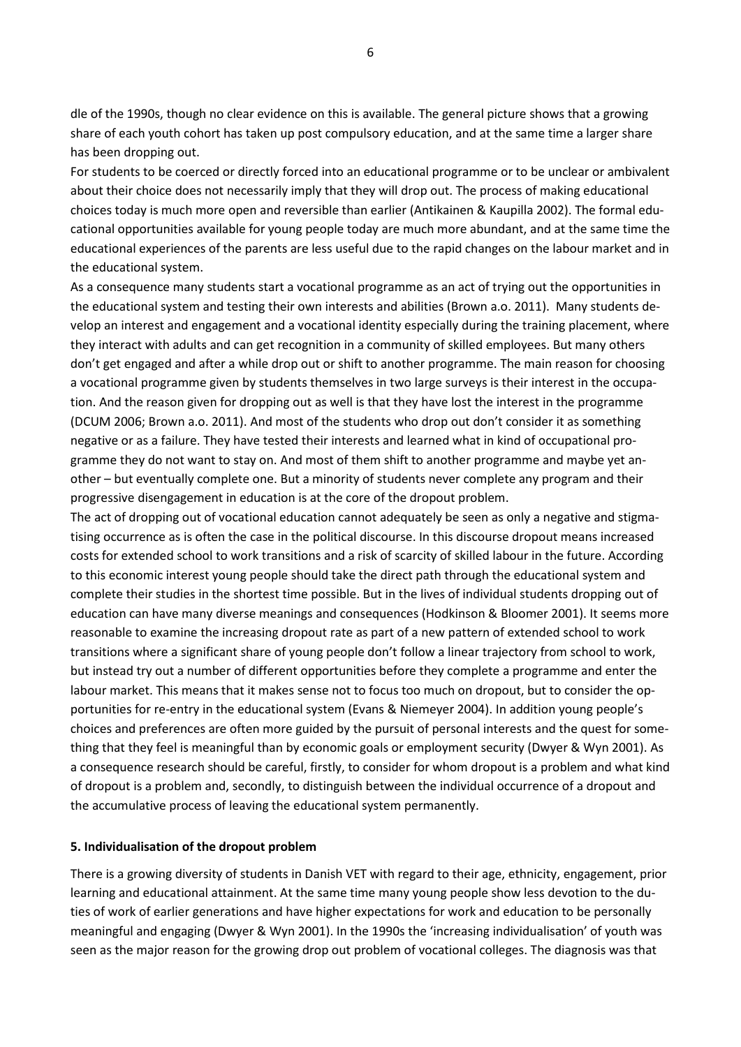dle of the 1990s, though no clear evidence on this is available. The general picture shows that a growing share of each youth cohort has taken up post compulsory education, and at the same time a larger share has been dropping out.

For students to be coerced or directly forced into an educational programme or to be unclear or ambivalent about their choice does not necessarily imply that they will drop out. The process of making educational choices today is much more open and reversible than earlier (Antikainen & Kaupilla 2002). The formal educational opportunities available for young people today are much more abundant, and at the same time the educational experiences of the parents are less useful due to the rapid changes on the labour market and in the educational system.

As a consequence many students start a vocational programme as an act of trying out the opportunities in the educational system and testing their own interests and abilities (Brown a.o. 2011). Many students develop an interest and engagement and a vocational identity especially during the training placement, where they interact with adults and can get recognition in a community of skilled employees. But many others don't get engaged and after a while drop out or shift to another programme. The main reason for choosing a vocational programme given by students themselves in two large surveys is their interest in the occupation. And the reason given for dropping out as well is that they have lost the interest in the programme (DCUM 2006; Brown a.o. 2011). And most of the students who drop out don't consider it as something negative or as a failure. They have tested their interests and learned what in kind of occupational programme they do not want to stay on. And most of them shift to another programme and maybe yet another – but eventually complete one. But a minority of students never complete any program and their progressive disengagement in education is at the core of the dropout problem.

The act of dropping out of vocational education cannot adequately be seen as only a negative and stigmatising occurrence as is often the case in the political discourse. In this discourse dropout means increased costs for extended school to work transitions and a risk of scarcity of skilled labour in the future. According to this economic interest young people should take the direct path through the educational system and complete their studies in the shortest time possible. But in the lives of individual students dropping out of education can have many diverse meanings and consequences (Hodkinson & Bloomer 2001). It seems more reasonable to examine the increasing dropout rate as part of a new pattern of extended school to work transitions where a significant share of young people don't follow a linear trajectory from school to work, but instead try out a number of different opportunities before they complete a programme and enter the labour market. This means that it makes sense not to focus too much on dropout, but to consider the opportunities for re-entry in the educational system (Evans & Niemeyer 2004). In addition young people's choices and preferences are often more guided by the pursuit of personal interests and the quest for something that they feel is meaningful than by economic goals or employment security (Dwyer & Wyn 2001). As a consequence research should be careful, firstly, to consider for whom dropout is a problem and what kind of dropout is a problem and, secondly, to distinguish between the individual occurrence of a dropout and the accumulative process of leaving the educational system permanently.

## 5. Individualisation of the dropout problem

There is a growing diversity of students in Danish VET with regard to their age, ethnicity, engagement, prior learning and educational attainment. At the same time many young people show less devotion to the duties of work of earlier generations and have higher expectations for work and education to be personally meaningful and engaging (Dwyer & Wyn 2001). In the 1990s the 'increasing individualisation' of youth was seen as the major reason for the growing drop out problem of vocational colleges. The diagnosis was that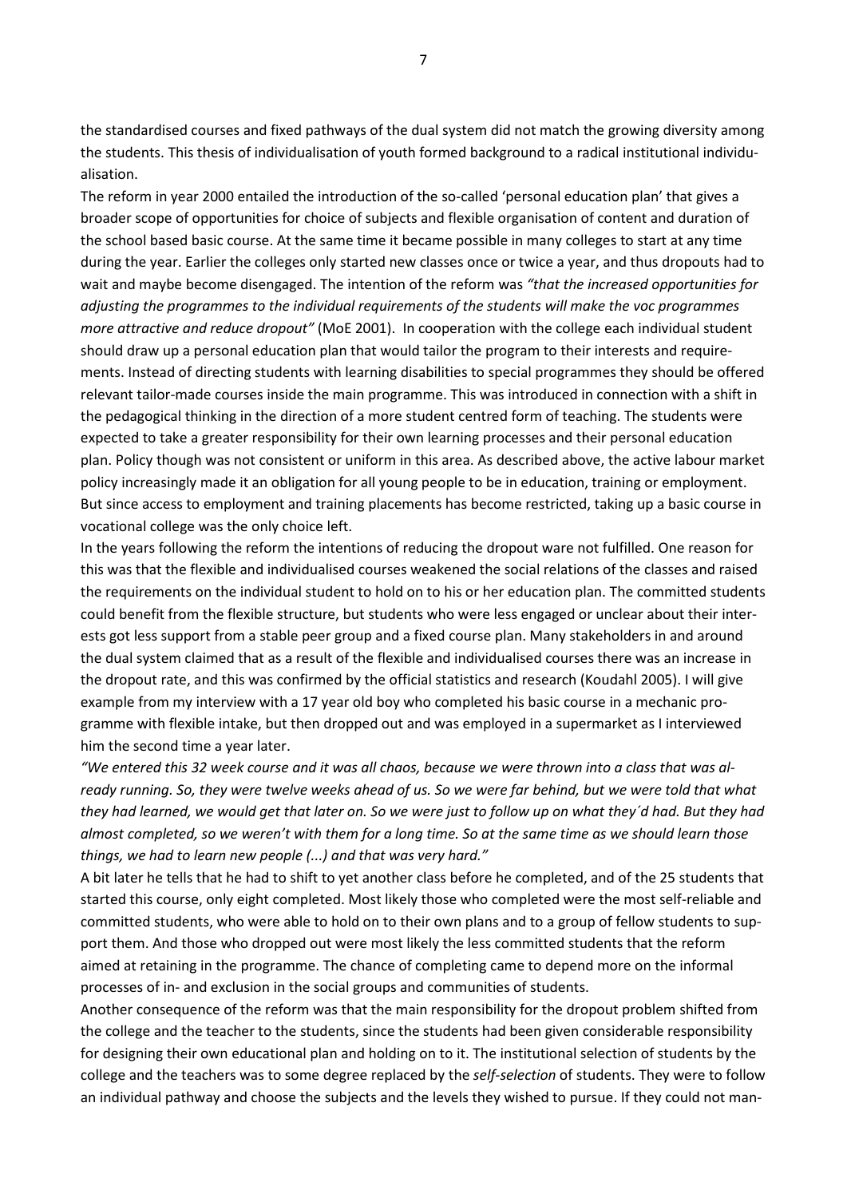the standardised courses and fixed pathways of the dual system did not match the growing diversity among the students. This thesis of individualisation of youth formed background to a radical institutional individualisation.

The reform in year 2000 entailed the introduction of the so-called 'personal education plan' that gives a broader scope of opportunities for choice of subjects and flexible organisation of content and duration of the school based basic course. At the same time it became possible in many colleges to start at any time during the year. Earlier the colleges only started new classes once or twice a year, and thus dropouts had to wait and maybe become disengaged. The intention of the reform was *"that the increased opportunities for adjusting the programmes to the individual requirements of the students will make the voc programmes more attractive and reduce dropout"* (MoE 2001). In cooperation with the college each individual student should draw up a personal education plan that would tailor the program to their interests and requirements. Instead of directing students with learning disabilities to special programmes they should be offered relevant tailor-made courses inside the main programme. This was introduced in connection with a shift in the pedagogical thinking in the direction of a more student centred form of teaching. The students were expected to take a greater responsibility for their own learning processes and their personal education plan. Policy though was not consistent or uniform in this area. As described above, the active labour market policy increasingly made it an obligation for all young people to be in education, training or employment. But since access to employment and training placements has become restricted, taking up a basic course in vocational college was the only choice left.

In the years following the reform the intentions of reducing the dropout ware not fulfilled. One reason for this was that the flexible and individualised courses weakened the social relations of the classes and raised the requirements on the individual student to hold on to his or her education plan. The committed students could benefit from the flexible structure, but students who were less engaged or unclear about their interests got less support from a stable peer group and a fixed course plan. Many stakeholders in and around the dual system claimed that as a result of the flexible and individualised courses there was an increase in the dropout rate, and this was confirmed by the official statistics and research (Koudahl 2005). I will give example from my interview with a 17 year old boy who completed his basic course in a mechanic programme with flexible intake, but then dropped out and was employed in a supermarket as I interviewed him the second time a year later.

*"We entered this 32 week course and it was all chaos, because we were thrown into a class that was already running. So, they were twelve weeks ahead of us. So we were far behind, but we were told that what they had learned, we would get that later on. So we were just to follow up on what they´d had. But they had almost completed, so we weren't with them for a long time. So at the same time as we should learn those things, we had to learn new people (...) and that was very hard."*

A bit later he tells that he had to shift to yet another class before he completed, and of the 25 students that started this course, only eight completed. Most likely those who completed were the most self-reliable and committed students, who were able to hold on to their own plans and to a group of fellow students to support them. And those who dropped out were most likely the less committed students that the reform aimed at retaining in the programme. The chance of completing came to depend more on the informal processes of in- and exclusion in the social groups and communities of students.

Another consequence of the reform was that the main responsibility for the dropout problem shifted from the college and the teacher to the students, since the students had been given considerable responsibility for designing their own educational plan and holding on to it. The institutional selection of students by the college and the teachers was to some degree replaced by the *self-selection* of students. They were to follow an individual pathway and choose the subjects and the levels they wished to pursue. If they could not man-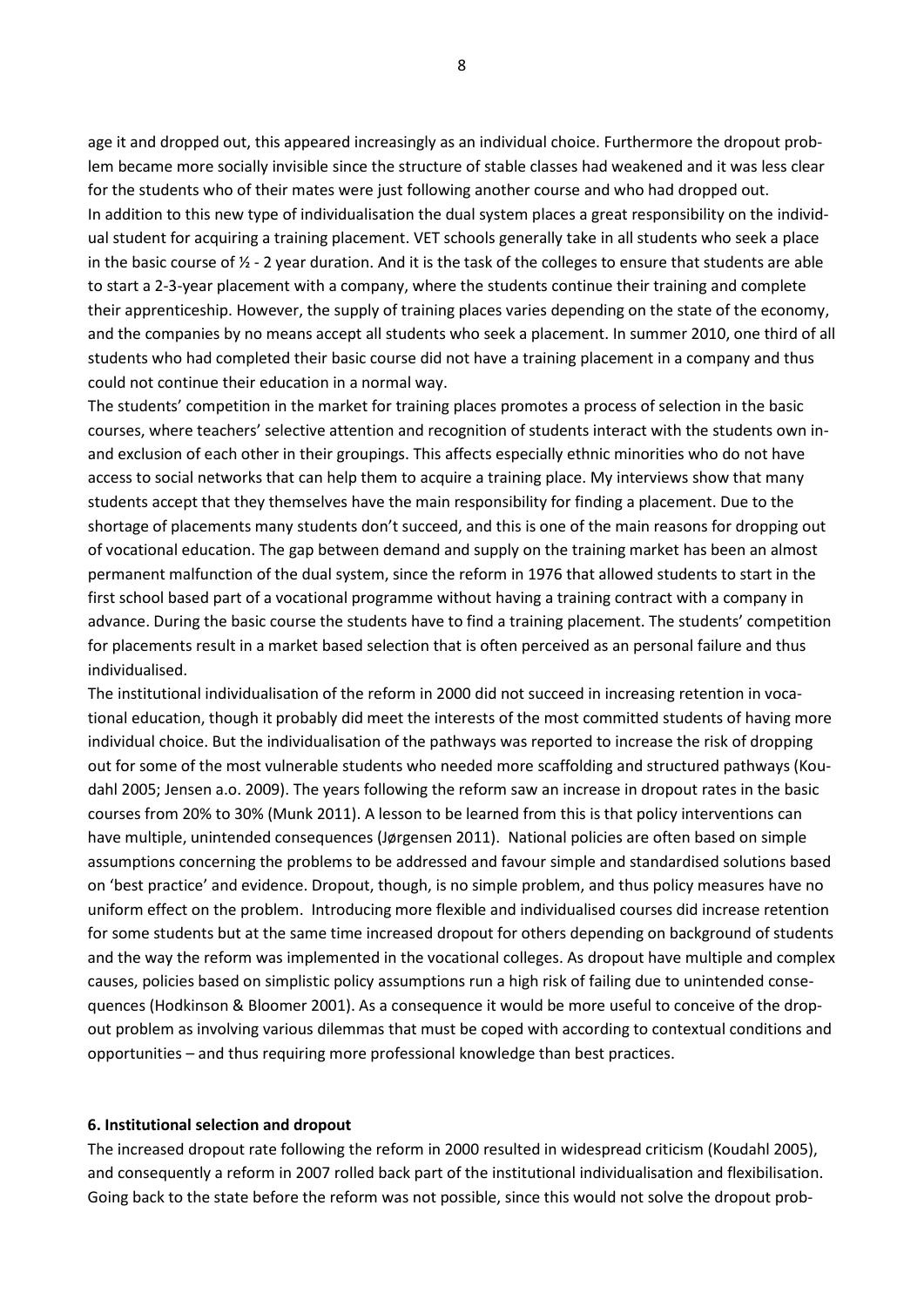age it and dropped out, this appeared increasingly as an individual choice. Furthermore the dropout problem became more socially invisible since the structure of stable classes had weakened and it was less clear for the students who of their mates were just following another course and who had dropped out.

In addition to this new type of individualisation the dual system places a great responsibility on the individual student for acquiring a training placement. VET schools generally take in all students who seek a place in the basic course of ½ - 2 year duration. And it is the task of the colleges to ensure that students are able to start a 2-3-year placement with a company, where the students continue their training and complete their apprenticeship. However, the supply of training places varies depending on the state of the economy, and the companies by no means accept all students who seek a placement. In summer 2010, one third of all students who had completed their basic course did not have a training placement in a company and thus could not continue their education in a normal way.

The students' competition in the market for training places promotes a process of selection in the basic courses, where teachers' selective attention and recognition of students interact with the students own in- and exclusion of each other in their groupings. This affects especially ethnic minorities who do not have access to social networks that can help them to acquire a training place. My interviews show that many students accept that they themselves have the main responsibility for finding a placement. Due to the shortage of placements many students don't succeed, and this is one of the main reasons for dropping out of vocational education. The gap between demand and supply on the training market has been an almost permanent malfunction of the dual system, since the reform in 1976 that allowed students to start in the first school based part of a vocational programme without having a training contract with a company in advance. During the basic course the students have to find a training placement. The students' competition for placements result in a market based selection that is often perceived as an personal failure and thus individualised.

The institutional individualisation of the reform in 2000 did not succeed in increasing retention in vocational education, though it probably did meet the interests of the most committed students of having more individual choice. But the individualisation of the pathways was reported to increase the risk of dropping out for some of the most vulnerable students who needed more scaffolding and structured pathways (Koudahl 2005; Jensen a.o. 2009). The years following the reform saw an increase in dropout rates in the basic courses from 20% to 30% (Munk 2011). A lesson to be learned from this is that policy interventions can have multiple, unintended consequences (Jørgensen 2011). National policies are often based on simple assumptions concerning the problems to be addressed and favour simple and standardised solutions based on 'best practice' and evidence. Dropout, though, is no simple problem, and thus policy measures have no uniform effect on the problem. Introducing more flexible and individualised courses did increase retention for some students but at the same time increased dropout for others depending on background of students and the way the reform was implemented in the vocational colleges. As dropout have multiple and complex causes, policies based on simplistic policy assumptions run a high risk of failing due to unintended consequences (Hodkinson & Bloomer 2001). As a consequence it would be more useful to conceive of the dropout problem as involving various dilemmas that must be coped with according to contextual conditions and opportunities – and thus requiring more professional knowledge than best practices.

## 6. Institutional selection and dropout

The increased dropout rate following the reform in 2000 resulted in widespread criticism (Koudahl 2005), and consequently a reform in 2007 rolled back part of the institutional individualisation and flexibilisation. Going back to the state before the reform was not possible, since this would not solve the dropout prob-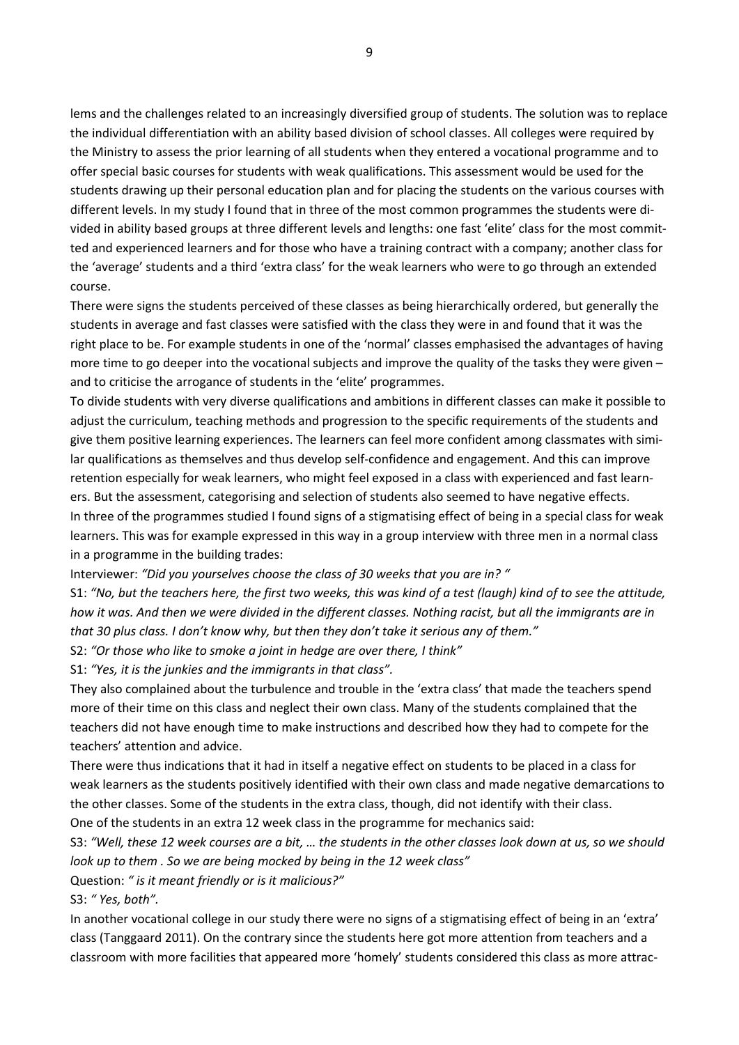lems and the challenges related to an increasingly diversified group of students. The solution was to replace the individual differentiation with an ability based division of school classes. All colleges were required by the Ministry to assess the prior learning of all students when they entered a vocational programme and to offer special basic courses for students with weak qualifications. This assessment would be used for the students drawing up their personal education plan and for placing the students on the various courses with different levels. In my study I found that in three of the most common programmes the students were divided in ability based groups at three different levels and lengths: one fast 'elite' class for the most committed and experienced learners and for those who have a training contract with a company; another class for the 'average' students and a third 'extra class' for the weak learners who were to go through an extended course.

There were signs the students perceived of these classes as being hierarchically ordered, but generally the students in average and fast classes were satisfied with the class they were in and found that it was the right place to be. For example students in one of the 'normal' classes emphasised the advantages of having more time to go deeper into the vocational subjects and improve the quality of the tasks they were given – and to criticise the arrogance of students in the 'elite' programmes.

To divide students with very diverse qualifications and ambitions in different classes can make it possible to adjust the curriculum, teaching methods and progression to the specific requirements of the students and give them positive learning experiences. The learners can feel more confident among classmates with similar qualifications as themselves and thus develop self-confidence and engagement. And this can improve retention especially for weak learners, who might feel exposed in a class with experienced and fast learners. But the assessment, categorising and selection of students also seemed to have negative effects.

In three of the programmes studied I found signs of a stigmatising effect of being in a special class for weak learners. This was for example expressed in this way in a group interview with three men in a normal class in a programme in the building trades:

Interviewer: *"Did you yourselves choose the class of 30 weeks that you are in? "*

S1: *"No, but the teachers here, the first two weeks, this was kind of a test (laugh) kind of to see the attitude, how it was. And then we were divided in the different classes. Nothing racist, but all the immigrants are in that 30 plus class. I don't know why, but then they don't take it serious any of them."*

S2: *"Or those who like to smoke a joint in hedge are over there, I think"*

S1: *"Yes, it is the junkies and the immigrants in that class".*

They also complained about the turbulence and trouble in the 'extra class' that made the teachers spend more of their time on this class and neglect their own class. Many of the students complained that the teachers did not have enough time to make instructions and described how they had to compete for the teachers' attention and advice.

There were thus indications that it had in itself a negative effect on students to be placed in a class for weak learners as the students positively identified with their own class and made negative demarcations to the other classes. Some of the students in the extra class, though, did not identify with their class.

One of the students in an extra 12 week class in the programme for mechanics said:

S3: *"Well, these 12 week courses are a bit, … the students in the other classes look down at us, so we should look up to them . So we are being mocked by being in the 12 week class"*

Question: *" is it meant friendly or is it malicious?"*

S3: *" Yes, both".*

In another vocational college in our study there were no signs of a stigmatising effect of being in an 'extra' class (Tanggaard 2011). On the contrary since the students here got more attention from teachers and a classroom with more facilities that appeared more 'homely' students considered this class as more attrac-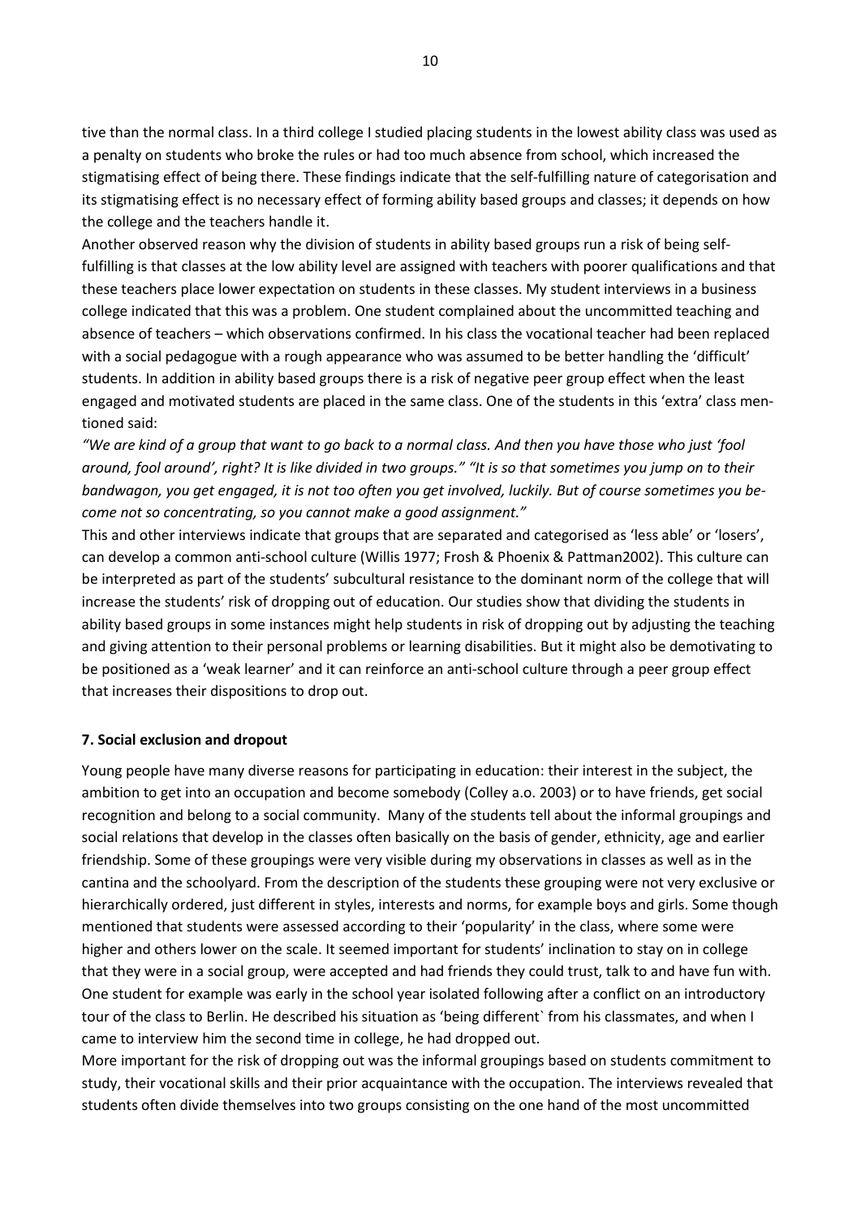tive than the normal class. In a third college I studied placing students in the lowest ability class was used as a penalty on students who broke the rules or had too much absence from school, which increased the stigmatising effect of being there. These findings indicate that the self-fulfilling nature of categorisation and its stigmatising effect is no necessary effect of forming ability based groups and classes; it depends on how the college and the teachers handle it.

Another observed reason why the division of students in ability based groups run a risk of being self-fulfilling is that classes at the low ability level are assigned with teachers with poorer qualifications and that these teachers place lower expectation on students in these classes. My student interviews in a business college indicated that this was a problem. One student complained about the uncommitted teaching and absence of teachers – which observations confirmed. In his class the vocational teacher had been replaced with a social pedagogue with a rough appearance who was assumed to be better handling the 'difficult' students. In addition in ability based groups there is a risk of negative peer group effect when the least engaged and motivated students are placed in the same class. One of the students in this 'extra' class mentioned said:

*"We are kind of a group that want to go back to a normal class. And then you have those who just 'fool around, fool around', right? It is like divided in two groups." "It is so that sometimes you jump on to their bandwagon, you get engaged, it is not too often you get involved, luckily. But of course sometimes you become not so concentrating, so you cannot make a good assignment."*

This and other interviews indicate that groups that are separated and categorised as 'less able' or 'losers', can develop a common anti-school culture (Willis 1977; Frosh & Phoenix & Pattman2002). This culture can be interpreted as part of the students' subcultural resistance to the dominant norm of the college that will increase the students' risk of dropping out of education. Our studies show that dividing the students in ability based groups in some instances might help students in risk of dropping out by adjusting the teaching and giving attention to their personal problems or learning disabilities. But it might also be demotivating to be positioned as a 'weak learner' and it can reinforce an anti-school culture through a peer group effect that increases their dispositions to drop out.

## 7. Social exclusion and dropout

Young people have many diverse reasons for participating in education: their interest in the subject, the ambition to get into an occupation and become somebody (Colley a.o. 2003) or to have friends, get social recognition and belong to a social community. Many of the students tell about the informal groupings and social relations that develop in the classes often basically on the basis of gender, ethnicity, age and earlier friendship. Some of these groupings were very visible during my observations in classes as well as in the cantina and the schoolyard. From the description of the students these grouping were not very exclusive or hierarchically ordered, just different in styles, interests and norms, for example boys and girls. Some though mentioned that students were assessed according to their 'popularity' in the class, where some were higher and others lower on the scale. It seemed important for students' inclination to stay on in college that they were in a social group, were accepted and had friends they could trust, talk to and have fun with. One student for example was early in the school year isolated following after a conflict on an introductory tour of the class to Berlin. He described his situation as 'being different` from his classmates, and when I came to interview him the second time in college, he had dropped out.

More important for the risk of dropping out was the informal groupings based on students commitment to study, their vocational skills and their prior acquaintance with the occupation. The interviews revealed that students often divide themselves into two groups consisting on the one hand of the most uncommitted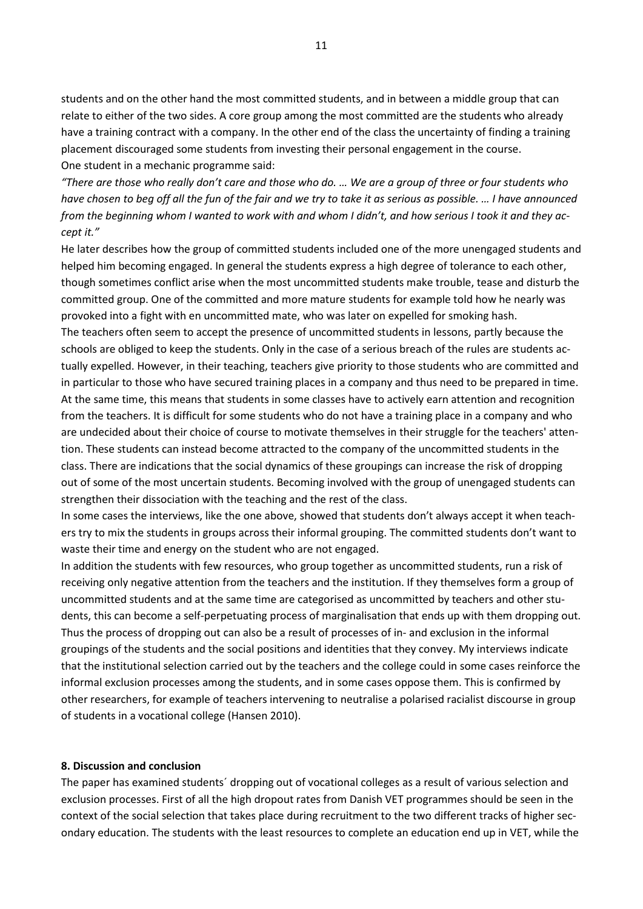students and on the other hand the most committed students, and in between a middle group that can relate to either of the two sides. A core group among the most committed are the students who already have a training contract with a company. In the other end of the class the uncertainty of finding a training placement discouraged some students from investing their personal engagement in the course.
One student in a mechanic programme said:

*"There are those who really don't care and those who do. … We are a group of three or four students who have chosen to beg off all the fun of the fair and we try to take it as serious as possible. … I have announced from the beginning whom I wanted to work with and whom I didn't, and how serious I took it and they accept it."*

He later describes how the group of committed students included one of the more unengaged students and helped him becoming engaged. In general the students express a high degree of tolerance to each other, though sometimes conflict arise when the most uncommitted students make trouble, tease and disturb the committed group. One of the committed and more mature students for example told how he nearly was provoked into a fight with en uncommitted mate, who was later on expelled for smoking hash.

The teachers often seem to accept the presence of uncommitted students in lessons, partly because the schools are obliged to keep the students. Only in the case of a serious breach of the rules are students actually expelled. However, in their teaching, teachers give priority to those students who are committed and in particular to those who have secured training places in a company and thus need to be prepared in time. At the same time, this means that students in some classes have to actively earn attention and recognition from the teachers. It is difficult for some students who do not have a training place in a company and who are undecided about their choice of course to motivate themselves in their struggle for the teachers' attention. These students can instead become attracted to the company of the uncommitted students in the class. There are indications that the social dynamics of these groupings can increase the risk of dropping out of some of the most uncertain students. Becoming involved with the group of unengaged students can strengthen their dissociation with the teaching and the rest of the class.

In some cases the interviews, like the one above, showed that students don't always accept it when teachers try to mix the students in groups across their informal grouping. The committed students don't want to waste their time and energy on the student who are not engaged.

In addition the students with few resources, who group together as uncommitted students, run a risk of receiving only negative attention from the teachers and the institution. If they themselves form a group of uncommitted students and at the same time are categorised as uncommitted by teachers and other students, this can become a self-perpetuating process of marginalisation that ends up with them dropping out. Thus the process of dropping out can also be a result of processes of in- and exclusion in the informal groupings of the students and the social positions and identities that they convey. My interviews indicate that the institutional selection carried out by the teachers and the college could in some cases reinforce the informal exclusion processes among the students, and in some cases oppose them. This is confirmed by other researchers, for example of teachers intervening to neutralise a polarised racialist discourse in group of students in a vocational college (Hansen 2010).

## 8. Discussion and conclusion

The paper has examined students´ dropping out of vocational colleges as a result of various selection and exclusion processes. First of all the high dropout rates from Danish VET programmes should be seen in the context of the social selection that takes place during recruitment to the two different tracks of higher secondary education. The students with the least resources to complete an education end up in VET, while the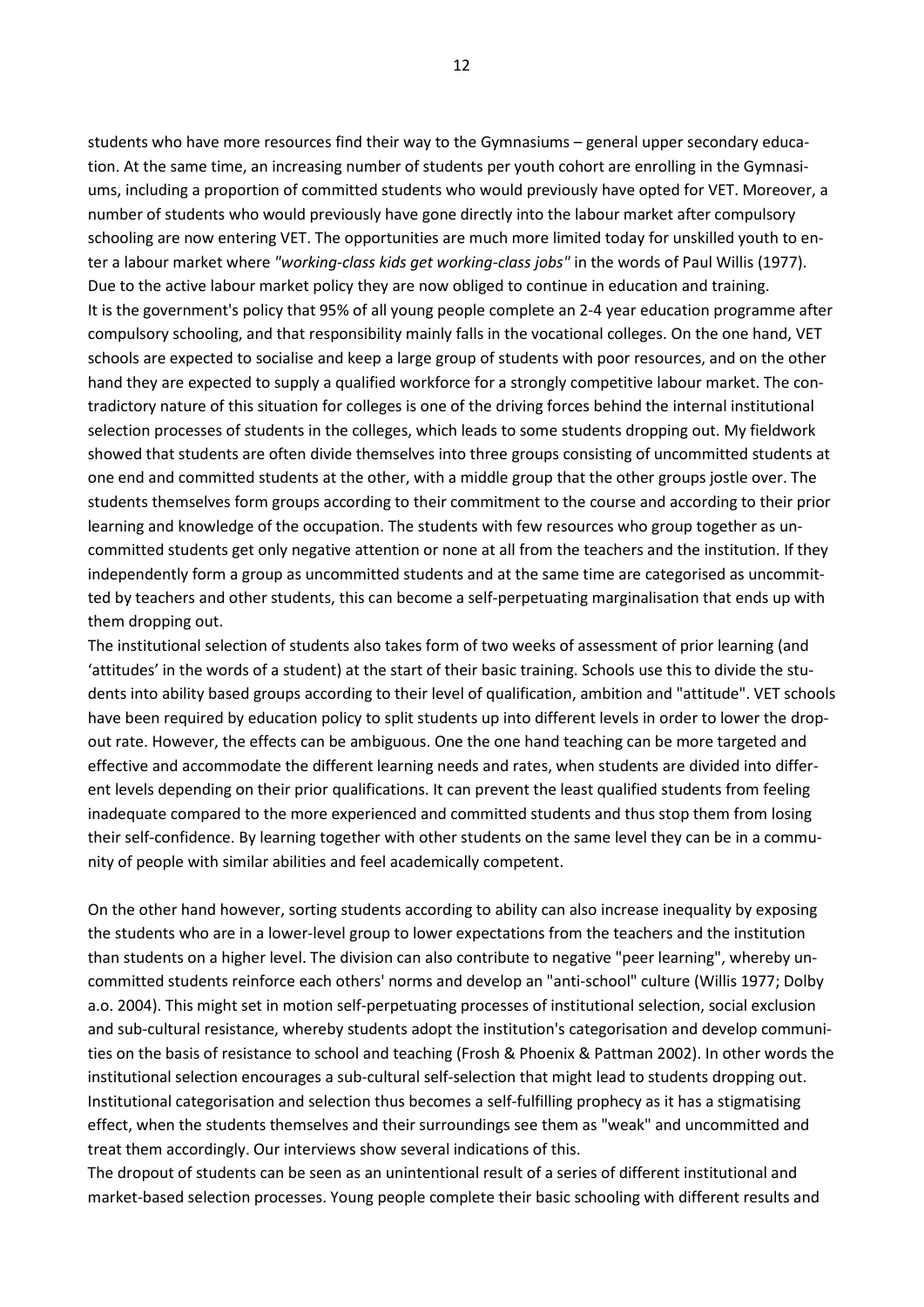students who have more resources find their way to the Gymnasiums – general upper secondary education. At the same time, an increasing number of students per youth cohort are enrolling in the Gymnasiums, including a proportion of committed students who would previously have opted for VET. Moreover, a number of students who would previously have gone directly into the labour market after compulsory schooling are now entering VET. The opportunities are much more limited today for unskilled youth to enter a labour market where *"working-class kids get working-class jobs"* in the words of Paul Willis (1977). Due to the active labour market policy they are now obliged to continue in education and training.
It is the government's policy that 95% of all young people complete an 2-4 year education programme after compulsory schooling, and that responsibility mainly falls in the vocational colleges. On the one hand, VET schools are expected to socialise and keep a large group of students with poor resources, and on the other hand they are expected to supply a qualified workforce for a strongly competitive labour market. The contradictory nature of this situation for colleges is one of the driving forces behind the internal institutional selection processes of students in the colleges, which leads to some students dropping out. My fieldwork showed that students are often divide themselves into three groups consisting of uncommitted students at one end and committed students at the other, with a middle group that the other groups jostle over. The students themselves form groups according to their commitment to the course and according to their prior learning and knowledge of the occupation. The students with few resources who group together as uncommitted students get only negative attention or none at all from the teachers and the institution. If they independently form a group as uncommitted students and at the same time are categorised as uncommitted by teachers and other students, this can become a self-perpetuating marginalisation that ends up with them dropping out.
The institutional selection of students also takes form of two weeks of assessment of prior learning (and 'attitudes' in the words of a student) at the start of their basic training. Schools use this to divide the students into ability based groups according to their level of qualification, ambition and "attitude". VET schools have been required by education policy to split students up into different levels in order to lower the drop-out rate. However, the effects can be ambiguous. One the one hand teaching can be more targeted and effective and accommodate the different learning needs and rates, when students are divided into different levels depending on their prior qualifications. It can prevent the least qualified students from feeling inadequate compared to the more experienced and committed students and thus stop them from losing their self-confidence. By learning together with other students on the same level they can be in a community of people with similar abilities and feel academically competent.

On the other hand however, sorting students according to ability can also increase inequality by exposing the students who are in a lower-level group to lower expectations from the teachers and the institution than students on a higher level. The division can also contribute to negative "peer learning", whereby uncommitted students reinforce each others' norms and develop an "anti-school" culture (Willis 1977; Dolby a.o. 2004). This might set in motion self-perpetuating processes of institutional selection, social exclusion and sub-cultural resistance, whereby students adopt the institution's categorisation and develop communities on the basis of resistance to school and teaching (Frosh & Phoenix & Pattman 2002). In other words the institutional selection encourages a sub-cultural self-selection that might lead to students dropping out. Institutional categorisation and selection thus becomes a self-fulfilling prophecy as it has a stigmatising effect, when the students themselves and their surroundings see them as "weak" and uncommitted and treat them accordingly. Our interviews show several indications of this.
The dropout of students can be seen as an unintentional result of a series of different institutional and market-based selection processes. Young people complete their basic schooling with different results and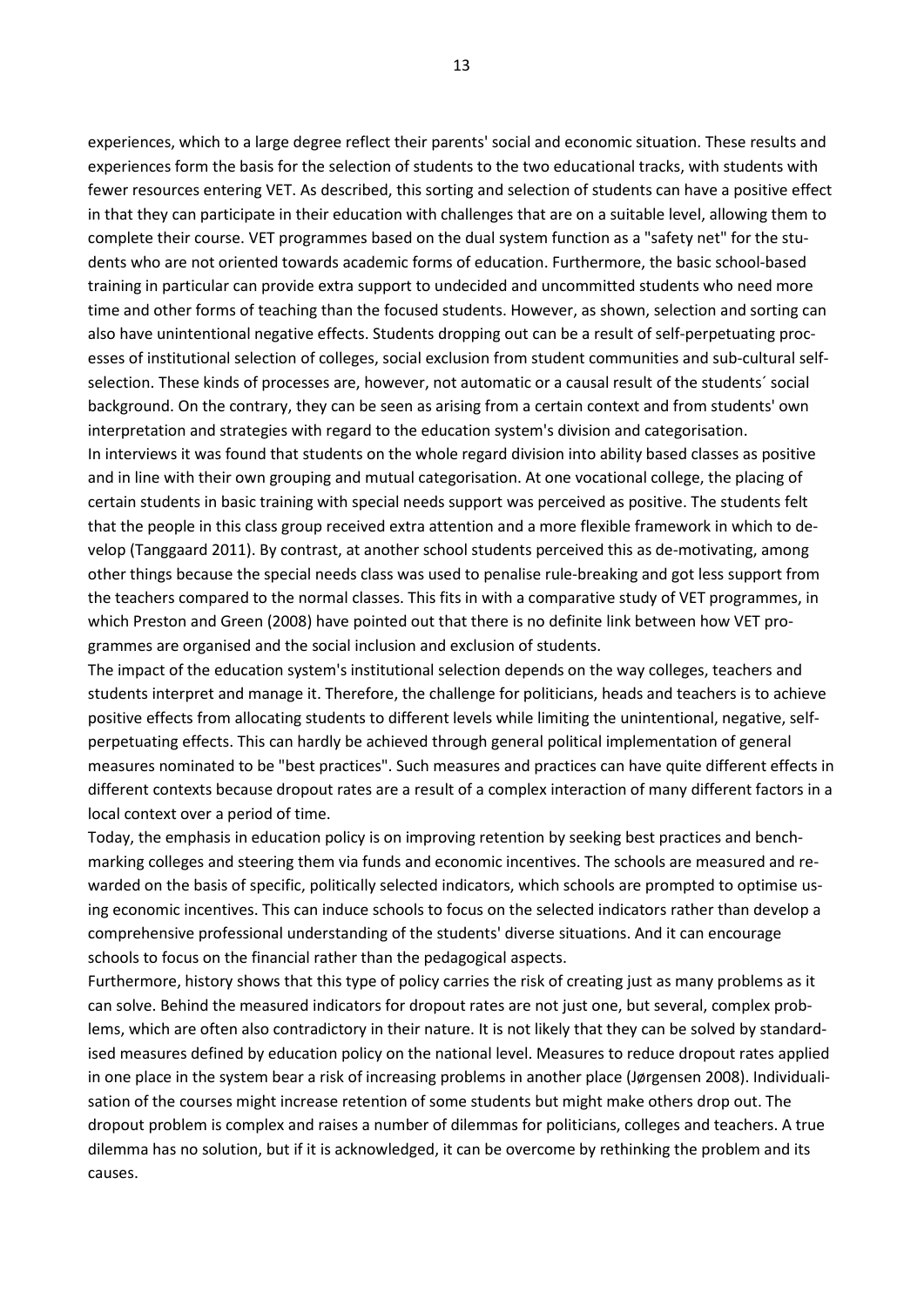experiences, which to a large degree reflect their parents' social and economic situation. These results and experiences form the basis for the selection of students to the two educational tracks, with students with fewer resources entering VET. As described, this sorting and selection of students can have a positive effect in that they can participate in their education with challenges that are on a suitable level, allowing them to complete their course. VET programmes based on the dual system function as a "safety net" for the students who are not oriented towards academic forms of education. Furthermore, the basic school-based training in particular can provide extra support to undecided and uncommitted students who need more time and other forms of teaching than the focused students. However, as shown, selection and sorting can also have unintentional negative effects. Students dropping out can be a result of self-perpetuating processes of institutional selection of colleges, social exclusion from student communities and sub-cultural self-selection. These kinds of processes are, however, not automatic or a causal result of the students´ social background. On the contrary, they can be seen as arising from a certain context and from students' own interpretation and strategies with regard to the education system's division and categorisation.

In interviews it was found that students on the whole regard division into ability based classes as positive and in line with their own grouping and mutual categorisation. At one vocational college, the placing of certain students in basic training with special needs support was perceived as positive. The students felt that the people in this class group received extra attention and a more flexible framework in which to develop (Tanggaard 2011). By contrast, at another school students perceived this as de-motivating, among other things because the special needs class was used to penalise rule-breaking and got less support from the teachers compared to the normal classes. This fits in with a comparative study of VET programmes, in which Preston and Green (2008) have pointed out that there is no definite link between how VET programmes are organised and the social inclusion and exclusion of students.

The impact of the education system's institutional selection depends on the way colleges, teachers and students interpret and manage it. Therefore, the challenge for politicians, heads and teachers is to achieve positive effects from allocating students to different levels while limiting the unintentional, negative, self-perpetuating effects. This can hardly be achieved through general political implementation of general measures nominated to be "best practices". Such measures and practices can have quite different effects in different contexts because dropout rates are a result of a complex interaction of many different factors in a local context over a period of time.

Today, the emphasis in education policy is on improving retention by seeking best practices and benchmarking colleges and steering them via funds and economic incentives. The schools are measured and rewarded on the basis of specific, politically selected indicators, which schools are prompted to optimise using economic incentives. This can induce schools to focus on the selected indicators rather than develop a comprehensive professional understanding of the students' diverse situations. And it can encourage schools to focus on the financial rather than the pedagogical aspects.

Furthermore, history shows that this type of policy carries the risk of creating just as many problems as it can solve. Behind the measured indicators for dropout rates are not just one, but several, complex problems, which are often also contradictory in their nature. It is not likely that they can be solved by standardised measures defined by education policy on the national level. Measures to reduce dropout rates applied in one place in the system bear a risk of increasing problems in another place (Jørgensen 2008). Individualisation of the courses might increase retention of some students but might make others drop out. The dropout problem is complex and raises a number of dilemmas for politicians, colleges and teachers. A true dilemma has no solution, but if it is acknowledged, it can be overcome by rethinking the problem and its causes.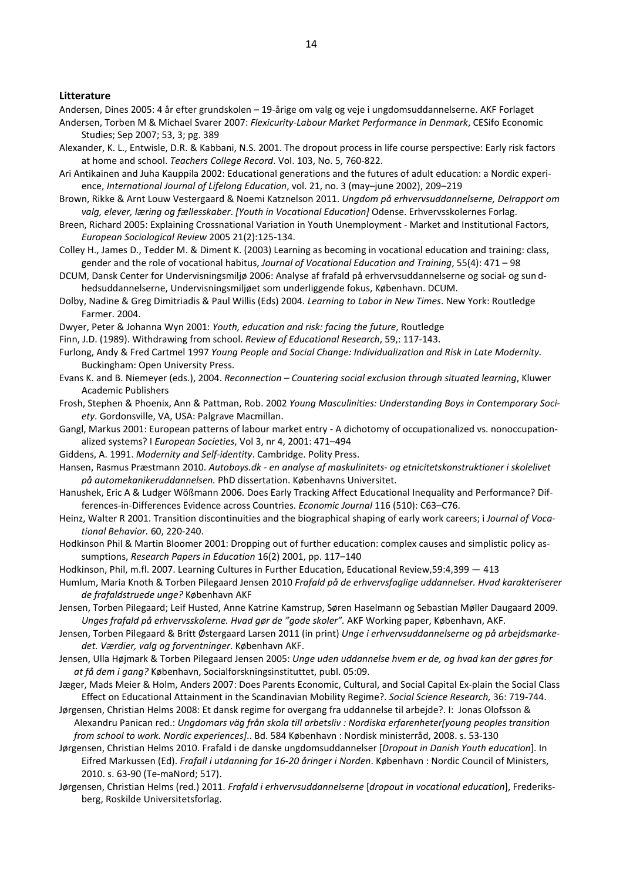**Litterature**

Andersen, Dines 2005: 4 år efter grundskolen – 19-årige om valg og veje i ungdomsuddannelserne. AKF Forlaget

Andersen, Torben M & Michael Svarer 2007: *Flexicurity-Labour Market Performance in Denmark*, CESifo Economic Studies; Sep 2007; 53, 3; pg. 389

Alexander, K. L., Entwisle, D.R. & Kabbani, N.S. 2001. The dropout process in life course perspective: Early risk factors at home and school. *Teachers College Record*. Vol. 103, No. 5, 760-822.

Ari Antikainen and Juha Kauppila 2002: Educational generations and the futures of adult education: a Nordic experience, *International Journal of Lifelong Education*, vol. 21, no. 3 (may–june 2002), 209–219

Brown, Rikke & Arnt Louw Vestergaard & Noemi Katznelson 2011. *Ungdom på erhvervsuddannelserne, Delrapport om valg, elever, læring og fællesskaber. [Youth in Vocational Education]* Odense. Erhvervsskolernes Forlag.

Breen, Richard 2005: Explaining Crossnational Variation in Youth Unemployment - Market and Institutional Factors, *European Sociological Review* 2005 21(2):125-134.

Colley H., James D., Tedder M. & Diment K. (2003) Learning as becoming in vocational education and training: class, gender and the role of vocational habitus, *Journal of Vocational Education and Training*, 55(4): 471 – 98

DCUM, Dansk Center for Undervisningsmiljø 2006: Analyse af frafald på erhvervsuddannelserne og social- og sundhedsuddannelserne, Undervisningsmiljøet som underliggende fokus, København. DCUM.

Dolby, Nadine & Greg Dimitriadis & Paul Willis (Eds) 2004. *Learning to Labor in New Times*. New York: Routledge Farmer. 2004.

Dwyer, Peter & Johanna Wyn 2001: *Youth, education and risk: facing the future*, Routledge

Finn, J.D. (1989). Withdrawing from school. *Review of Educational Research*, 59,: 117-143.

Furlong, Andy & Fred Cartmel 1997 *Young People and Social Change: Individualization and Risk in Late Modernity.* Buckingham: Open University Press.

Evans K. and B. Niemeyer (eds.), 2004. *Reconnection – Countering social exclusion through situated learning*, Kluwer Academic Publishers

Frosh, Stephen & Phoenix, Ann & Pattman, Rob. 2002 *Young Masculinities: Understanding Boys in Contemporary Society*. Gordonsville, VA, USA: Palgrave Macmillan.

Gangl, Markus 2001: European patterns of labour market entry - A dichotomy of occupationalized vs. nonoccupationalized systems? I *European Societies*, Vol 3, nr 4, 2001: 471–494

Giddens, A. 1991. *Modernity and Self-identity*. Cambridge. Polity Press.

Hansen, Rasmus Præstmann 2010. *Autoboys.dk - en analyse af maskulinitets- og etnicitetskonstruktioner i skolelivet på automekanikeruddannelsen.* PhD dissertation. Københavns Universitet.

Hanushek, Eric A & Ludger Wößmann 2006. Does Early Tracking Affect Educational Inequality and Performance? Differences-in-Differences Evidence across Countries. *Economic Journal* 116 (510): C63–C76.

Heinz, Walter R 2001. Transition discontinuities and the biographical shaping of early work careers; i *Journal of Vocational Behavior.* 60, 220-240.

Hodkinson Phil & Martin Bloomer 2001: Dropping out of further education: complex causes and simplistic policy assumptions, *Research Papers in Education* 16(2) 2001, pp. 117–140

Hodkinson, Phil, m.fl. 2007. Learning Cultures in Further Education, Educational Review,59:4,399 — 413

Humlum, Maria Knoth & Torben Pilegaard Jensen 2010 *Frafald på de erhvervsfaglige uddannelser. Hvad karakteriserer de frafaldstruede unge?* København AKF

Jensen, Torben Pilegaard; Leif Husted, Anne Katrine Kamstrup, Søren Haselmann og Sebastian Møller Daugaard 2009. *Unges frafald på erhvervsskolerne. Hvad gør de "gode skoler".* AKF Working paper, København, AKF.

Jensen, Torben Pilegaard & Britt Østergaard Larsen 2011 (in print) *Unge i erhvervsuddannelserne og på arbejdsmarkedet. Værdier, valg og forventninger*. København AKF.

Jensen, Ulla Højmark & Torben Pilegaard Jensen 2005: *Unge uden uddannelse hvem er de, og hvad kan der gøres for at få dem i gang?* København, Socialforskningsinstituttet, publ. 05:09.

Jæger, Mads Meier & Holm, Anders 2007: Does Parents Economic, Cultural, and Social Capital Ex-plain the Social Class Effect on Educational Attainment in the Scandinavian Mobility Regime?. *Social Science Research,* 36: 719-744.

Jørgensen, Christian Helms 2008: Et dansk regime for overgang fra uddannelse til arbejde?. I: Jonas Olofsson & Alexandru Panican red.: *Ungdomars väg från skola till arbetsliv : Nordiska erfarenheter[young peoples transition from school to work. Nordic experiences]*.. Bd. 584 København : Nordisk ministerråd, 2008. s. 53-130

Jørgensen, Christian Helms 2010. Frafald i de danske ungdomsuddannelser [*Dropout in Danish Youth education*]. In Eifred Markussen (Ed). *Frafall i utdanning for 16-20 åringer i Norden*. København : Nordic Council of Ministers, 2010. s. 63-90 (Te-maNord; 517).

Jørgensen, Christian Helms (red.) 2011. *Frafald i erhvervsuddannelserne* [*dropout in vocational education*], Frederiksberg, Roskilde Universitetsforlag.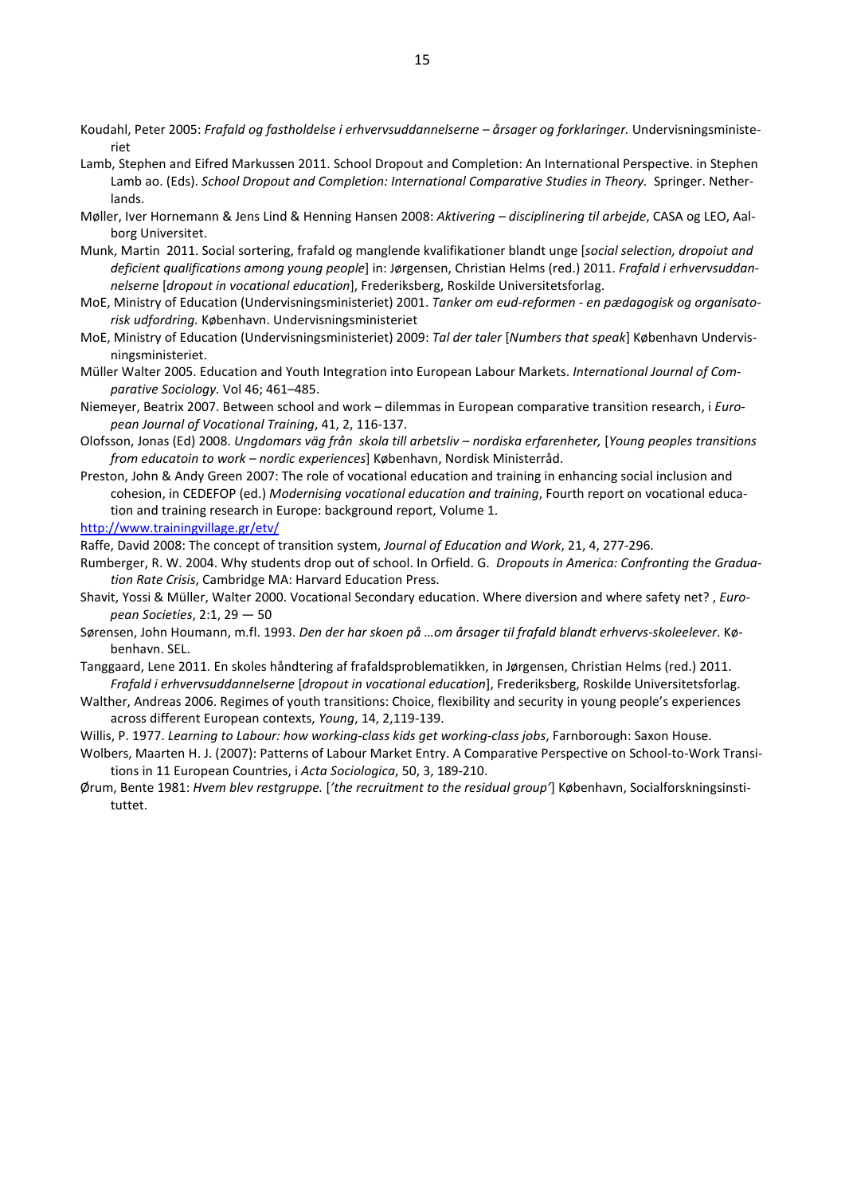Koudahl, Peter 2005: *Frafald og fastholdelse i erhvervsuddannelserne – årsager og forklaringer.* Undervisningsministeriet

Lamb, Stephen and Eifred Markussen 2011. School Dropout and Completion: An International Perspective. in Stephen Lamb ao. (Eds). *School Dropout and Completion: International Comparative Studies in Theory.* Springer. Netherlands.

Møller, Iver Hornemann & Jens Lind & Henning Hansen 2008: *Aktivering – disciplinering til arbejde*, CASA og LEO, Aalborg Universitet.

Munk, Martin 2011. Social sortering, frafald og manglende kvalifikationer blandt unge [*social selection, dropoiut and deficient qualifications among young people*] in: Jørgensen, Christian Helms (red.) 2011. *Frafald i erhvervsuddannelserne* [*dropout in vocational education*], Frederiksberg, Roskilde Universitetsforlag.

MoE, Ministry of Education (Undervisningsministeriet) 2001. *Tanker om eud-reformen - en pædagogisk og organisatorisk udfordring.* København. Undervisningsministeriet

MoE, Ministry of Education (Undervisningsministeriet) 2009: *Tal der taler* [*Numbers that speak*] København Undervisningsministeriet.

Müller Walter 2005. Education and Youth Integration into European Labour Markets. *International Journal of Comparative Sociology.* Vol 46; 461–485.

Niemeyer, Beatrix 2007. Between school and work – dilemmas in European comparative transition research, i *European Journal of Vocational Training*, 41, 2, 116-137.

Olofsson, Jonas (Ed) 2008. *Ungdomars väg från skola till arbetsliv – nordiska erfarenheter,* [*Young peoples transitions from educatoin to work – nordic experiences*] København, Nordisk Ministerråd.

Preston, John & Andy Green 2007: The role of vocational education and training in enhancing social inclusion and cohesion, in CEDEFOP (ed.) *Modernising vocational education and training*, Fourth report on vocational education and training research in Europe: background report, Volume 1.

http://www.trainingvillage.gr/etv/

Raffe, David 2008: The concept of transition system, *Journal of Education and Work*, 21, 4, 277-296.

Rumberger, R. W. 2004. Why students drop out of school. In Orfield. G. *Dropouts in America: Confronting the Graduation Rate Crisis*, Cambridge MA: Harvard Education Press.

Shavit, Yossi & Müller, Walter 2000. Vocational Secondary education. Where diversion and where safety net? , *European Societies*, 2:1, 29 — 50

Sørensen, John Houmann, m.fl. 1993. *Den der har skoen på …om årsager til frafald blandt erhvervs-skoleelever*. København. SEL.

Tanggaard, Lene 2011. En skoles håndtering af frafaldsproblematikken, in Jørgensen, Christian Helms (red.) 2011. *Frafald i erhvervsuddannelserne* [*dropout in vocational education*], Frederiksberg, Roskilde Universitetsforlag.

Walther, Andreas 2006. Regimes of youth transitions: Choice, flexibility and security in young people's experiences across different European contexts, *Young*, 14, 2,119-139.

Willis, P. 1977. *Learning to Labour: how working-class kids get working-class jobs*, Farnborough: Saxon House.

Wolbers, Maarten H. J. (2007): Patterns of Labour Market Entry. A Comparative Perspective on School-to-Work Transitions in 11 European Countries, i *Acta Sociologica*, 50, 3, 189-210.

Ørum, Bente 1981: *Hvem blev restgruppe.* [*'the recruitment to the residual group'*] København, Socialforskningsinstituttet.